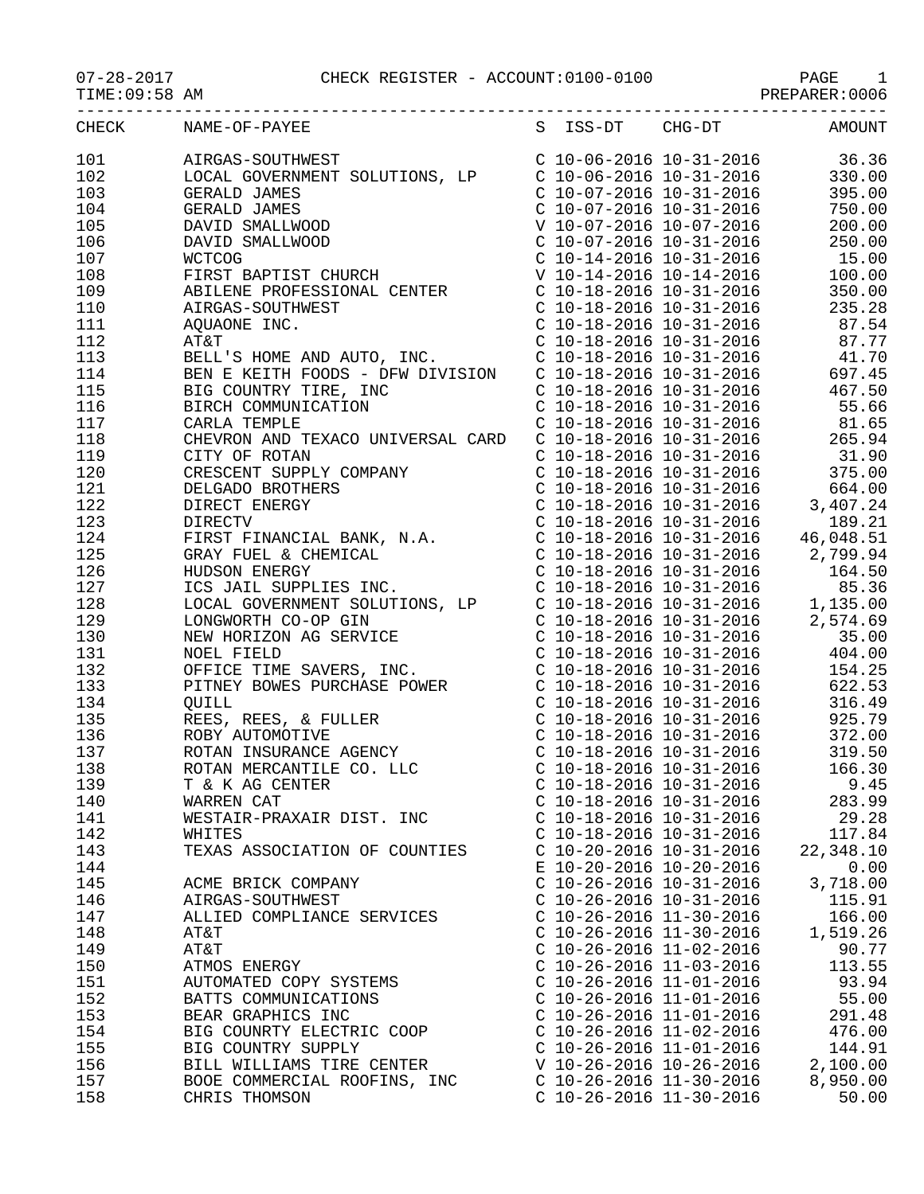CHECK REGISTER - ACCOUNT:0100-0100

07-28-2017
TIME:09:58 AM
PREPARER:0006

| CHECK | NAME-OF-PAYEE | S | ISS-DT | CHG-DT | AMOUNT |
|---|---|---|---|---|---|
| 101 | AIRGAS-SOUTHWEST | C | 10-06-2016 | 10-31-2016 | 36.36 |
| 102 | LOCAL GOVERNMENT SOLUTIONS, LP | C | 10-06-2016 | 10-31-2016 | 330.00 |
| 103 | GERALD JAMES | C | 10-07-2016 | 10-31-2016 | 395.00 |
| 104 | GERALD JAMES | C | 10-07-2016 | 10-31-2016 | 750.00 |
| 105 | DAVID SMALLWOOD | V | 10-07-2016 | 10-07-2016 | 200.00 |
| 106 | DAVID SMALLWOOD | C | 10-07-2016 | 10-31-2016 | 250.00 |
| 107 | WCTCOG | C | 10-14-2016 | 10-31-2016 | 15.00 |
| 108 | FIRST BAPTIST CHURCH | V | 10-14-2016 | 10-14-2016 | 100.00 |
| 109 | ABILENE PROFESSIONAL CENTER | C | 10-18-2016 | 10-31-2016 | 350.00 |
| 110 | AIRGAS-SOUTHWEST | C | 10-18-2016 | 10-31-2016 | 235.28 |
| 111 | AQUAONE INC. | C | 10-18-2016 | 10-31-2016 | 87.54 |
| 112 | AT&T | C | 10-18-2016 | 10-31-2016 | 87.77 |
| 113 | BELL'S HOME AND AUTO, INC. | C | 10-18-2016 | 10-31-2016 | 41.70 |
| 114 | BEN E KEITH FOODS - DFW DIVISION | C | 10-18-2016 | 10-31-2016 | 697.45 |
| 115 | BIG COUNTRY TIRE, INC | C | 10-18-2016 | 10-31-2016 | 467.50 |
| 116 | BIRCH COMMUNICATION | C | 10-18-2016 | 10-31-2016 | 55.66 |
| 117 | CARLA TEMPLE | C | 10-18-2016 | 10-31-2016 | 81.65 |
| 118 | CHEVRON AND TEXACO UNIVERSAL CARD | C | 10-18-2016 | 10-31-2016 | 265.94 |
| 119 | CITY OF ROTAN | C | 10-18-2016 | 10-31-2016 | 31.90 |
| 120 | CRESCENT SUPPLY COMPANY | C | 10-18-2016 | 10-31-2016 | 375.00 |
| 121 | DELGADO BROTHERS | C | 10-18-2016 | 10-31-2016 | 664.00 |
| 122 | DIRECT ENERGY | C | 10-18-2016 | 10-31-2016 | 3,407.24 |
| 123 | DIRECTV | C | 10-18-2016 | 10-31-2016 | 189.21 |
| 124 | FIRST FINANCIAL BANK, N.A. | C | 10-18-2016 | 10-31-2016 | 46,048.51 |
| 125 | GRAY FUEL & CHEMICAL | C | 10-18-2016 | 10-31-2016 | 2,799.94 |
| 126 | HUDSON ENERGY | C | 10-18-2016 | 10-31-2016 | 164.50 |
| 127 | ICS JAIL SUPPLIES INC. | C | 10-18-2016 | 10-31-2016 | 85.36 |
| 128 | LOCAL GOVERNMENT SOLUTIONS, LP | C | 10-18-2016 | 10-31-2016 | 1,135.00 |
| 129 | LONGWORTH CO-OP GIN | C | 10-18-2016 | 10-31-2016 | 2,574.69 |
| 130 | NEW HORIZON AG SERVICE | C | 10-18-2016 | 10-31-2016 | 35.00 |
| 131 | NOEL FIELD | C | 10-18-2016 | 10-31-2016 | 404.00 |
| 132 | OFFICE TIME SAVERS, INC. | C | 10-18-2016 | 10-31-2016 | 154.25 |
| 133 | PITNEY BOWES PURCHASE POWER | C | 10-18-2016 | 10-31-2016 | 622.53 |
| 134 | QUILL | C | 10-18-2016 | 10-31-2016 | 316.49 |
| 135 | REES, REES, & FULLER | C | 10-18-2016 | 10-31-2016 | 925.79 |
| 136 | ROBY AUTOMOTIVE | C | 10-18-2016 | 10-31-2016 | 372.00 |
| 137 | ROTAN INSURANCE AGENCY | C | 10-18-2016 | 10-31-2016 | 319.50 |
| 138 | ROTAN MERCANTILE CO. LLC | C | 10-18-2016 | 10-31-2016 | 166.30 |
| 139 | T & K AG CENTER | C | 10-18-2016 | 10-31-2016 | 9.45 |
| 140 | WARREN CAT | C | 10-18-2016 | 10-31-2016 | 283.99 |
| 141 | WESTAIR-PRAXAIR DIST. INC | C | 10-18-2016 | 10-31-2016 | 29.28 |
| 142 | WHITES | C | 10-18-2016 | 10-31-2016 | 117.84 |
| 143 | TEXAS ASSOCIATION OF COUNTIES | C | 10-20-2016 | 10-31-2016 | 22,348.10 |
| 144 | | E | 10-20-2016 | 10-20-2016 | 0.00 |
| 145 | ACME BRICK COMPANY | C | 10-26-2016 | 10-31-2016 | 3,718.00 |
| 146 | AIRGAS-SOUTHWEST | C | 10-26-2016 | 11-30-2016 | 115.91 |
| 147 | ALLIED COMPLIANCE SERVICES | C | 10-26-2016 | 11-30-2016 | 166.00 |
| 148 | AT&T | C | 10-26-2016 | 11-30-2016 | 1,519.26 |
| 149 | AT&T | C | 10-26-2016 | 11-02-2016 | 90.77 |
| 150 | ATMOS ENERGY | C | 10-26-2016 | 11-03-2016 | 113.55 |
| 151 | AUTOMATED COPY SYSTEMS | C | 10-26-2016 | 11-01-2016 | 93.94 |
| 152 | BATTS COMMUNICATIONS | C | 10-26-2016 | 11-01-2016 | 55.00 |
| 153 | BEAR GRAPHICS INC | C | 10-26-2016 | 11-01-2016 | 291.48 |
| 154 | BIG COUNRTY ELECTRIC COOP | C | 10-26-2016 | 11-02-2016 | 476.00 |
| 155 | BIG COUNTRY SUPPLY | C | 10-26-2016 | 11-01-2016 | 144.91 |
| 156 | BILL WILLIAMS TIRE CENTER | V | 10-26-2016 | 10-26-2016 | 2,100.00 |
| 157 | BOOE COMMERCIAL ROOFINS, INC | C | 10-26-2016 | 11-30-2016 | 8,950.00 |
| 158 | CHRIS THOMSON | C | 10-26-2016 | 11-30-2016 | 50.00 |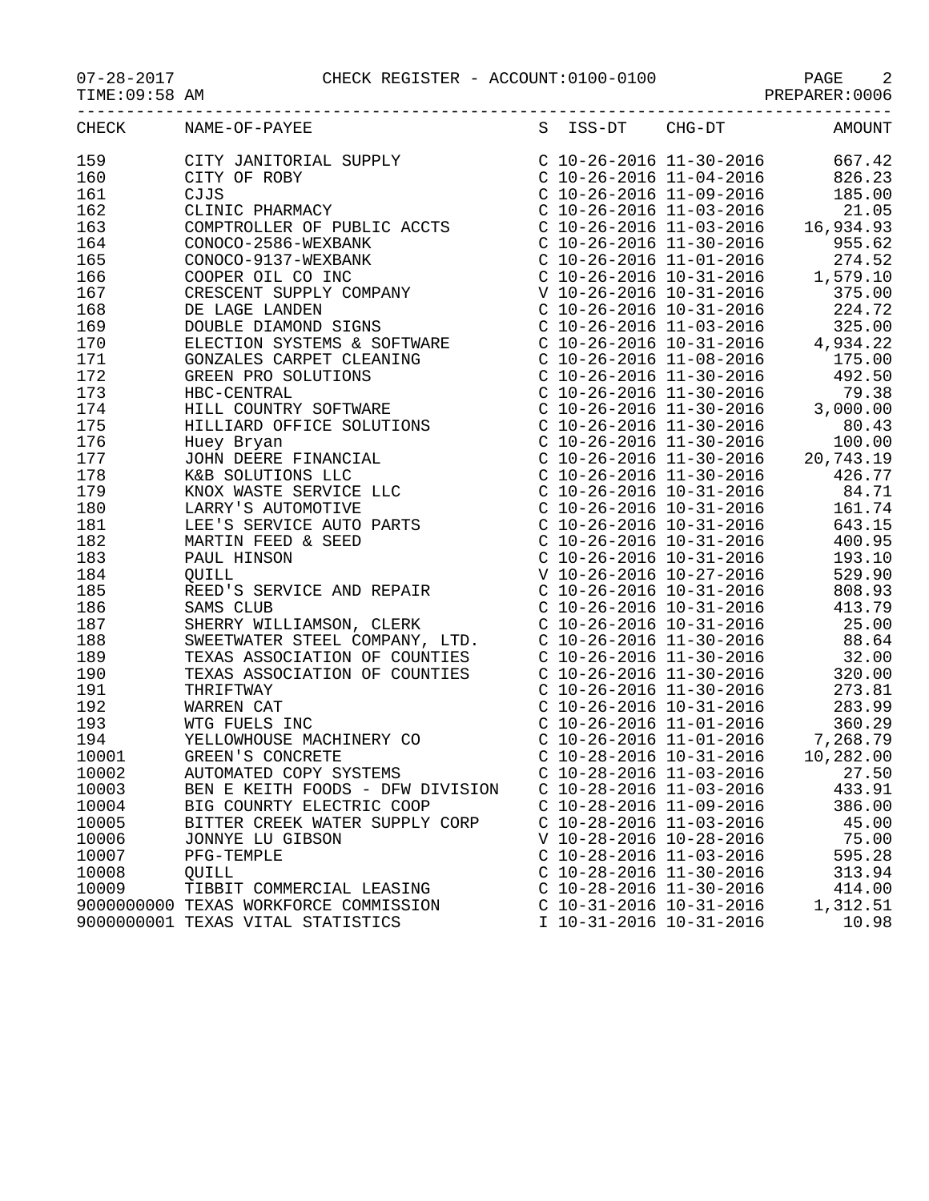07-28-2017 CHECK REGISTER - ACCOUNT:0100-0100

TIME:09:58 AM PREPARER:0006

| CHECK | NAME-OF-PAYEE | S | ISS-DT | CHG-DT | AMOUNT |
|---|---|---|---|---|---|
| 159 | CITY JANITORIAL SUPPLY | C | 10-26-2016 | 11-30-2016 | 667.42 |
| 160 | CITY OF ROBY | C | 10-26-2016 | 11-04-2016 | 826.23 |
| 161 | CJJS | C | 10-26-2016 | 11-09-2016 | 185.00 |
| 162 | CLINIC PHARMACY | C | 10-26-2016 | 11-03-2016 | 21.05 |
| 163 | COMPTROLLER OF PUBLIC ACCTS | C | 10-26-2016 | 11-03-2016 | 16,934.93 |
| 164 | CONOCO-2586-WEXBANK | C | 10-26-2016 | 11-30-2016 | 955.62 |
| 165 | CONOCO-9137-WEXBANK | C | 10-26-2016 | 11-01-2016 | 274.52 |
| 166 | COOPER OIL CO INC | C | 10-26-2016 | 10-31-2016 | 1,579.10 |
| 167 | CRESCENT SUPPLY COMPANY | V | 10-26-2016 | 10-31-2016 | 375.00 |
| 168 | DE LAGE LANDEN | C | 10-26-2016 | 10-31-2016 | 224.72 |
| 169 | DOUBLE DIAMOND SIGNS | C | 10-26-2016 | 11-03-2016 | 325.00 |
| 170 | ELECTION SYSTEMS & SOFTWARE | C | 10-26-2016 | 10-31-2016 | 4,934.22 |
| 171 | GONZALES CARPET CLEANING | C | 10-26-2016 | 11-08-2016 | 175.00 |
| 172 | GREEN PRO SOLUTIONS | C | 10-26-2016 | 11-30-2016 | 492.50 |
| 173 | HBC-CENTRAL | C | 10-26-2016 | 11-30-2016 | 79.38 |
| 174 | HILL COUNTRY SOFTWARE | C | 10-26-2016 | 11-30-2016 | 3,000.00 |
| 175 | HILLIARD OFFICE SOLUTIONS | C | 10-26-2016 | 11-30-2016 | 80.43 |
| 176 | Huey Bryan | C | 10-26-2016 | 11-30-2016 | 100.00 |
| 177 | JOHN DEERE FINANCIAL | C | 10-26-2016 | 11-30-2016 | 20,743.19 |
| 178 | K&B SOLUTIONS LLC | C | 10-26-2016 | 11-30-2016 | 426.77 |
| 179 | KNOX WASTE SERVICE LLC | C | 10-26-2016 | 10-31-2016 | 84.71 |
| 180 | LARRY'S AUTOMOTIVE | C | 10-26-2016 | 10-31-2016 | 161.74 |
| 181 | LEE'S SERVICE AUTO PARTS | C | 10-26-2016 | 10-31-2016 | 643.15 |
| 182 | MARTIN FEED & SEED | C | 10-26-2016 | 10-31-2016 | 400.95 |
| 183 | PAUL HINSON | C | 10-26-2016 | 10-31-2016 | 193.10 |
| 184 | QUILL | V | 10-26-2016 | 10-27-2016 | 529.90 |
| 185 | REED'S SERVICE AND REPAIR | C | 10-26-2016 | 10-31-2016 | 808.93 |
| 186 | SAMS CLUB | C | 10-26-2016 | 10-31-2016 | 413.79 |
| 187 | SHERRY WILLIAMSON, CLERK | C | 10-26-2016 | 10-31-2016 | 25.00 |
| 188 | SWEETWATER STEEL COMPANY, LTD. | C | 10-26-2016 | 11-30-2016 | 88.64 |
| 189 | TEXAS ASSOCIATION OF COUNTIES | C | 10-26-2016 | 11-30-2016 | 32.00 |
| 190 | TEXAS ASSOCIATION OF COUNTIES | C | 10-26-2016 | 11-30-2016 | 320.00 |
| 191 | THRIFTWAY | C | 10-26-2016 | 11-30-2016 | 273.81 |
| 192 | WARREN CAT | C | 10-26-2016 | 10-31-2016 | 283.99 |
| 193 | WTG FUELS INC | C | 10-26-2016 | 11-01-2016 | 360.29 |
| 194 | YELLOWHOUSE MACHINERY CO | C | 10-26-2016 | 11-01-2016 | 7,268.79 |
| 10001 | GREEN'S CONCRETE | C | 10-28-2016 | 10-31-2016 | 10,282.00 |
| 10002 | AUTOMATED COPY SYSTEMS | C | 10-28-2016 | 11-03-2016 | 27.50 |
| 10003 | BEN E KEITH FOODS - DFW DIVISION | C | 10-28-2016 | 11-03-2016 | 433.91 |
| 10004 | BIG COUNRTY ELECTRIC COOP | C | 10-28-2016 | 11-09-2016 | 386.00 |
| 10005 | BITTER CREEK WATER SUPPLY CORP | C | 10-28-2016 | 11-03-2016 | 45.00 |
| 10006 | JONNYE LU GIBSON | V | 10-28-2016 | 10-28-2016 | 75.00 |
| 10007 | PFG-TEMPLE | C | 10-28-2016 | 11-03-2016 | 595.28 |
| 10008 | QUILL | C | 10-28-2016 | 11-30-2016 | 313.94 |
| 10009 | TIBBIT COMMERCIAL LEASING | C | 10-28-2016 | 11-30-2016 | 414.00 |
| 9000000000 | TEXAS WORKFORCE COMMISSION | C | 10-31-2016 | 10-31-2016 | 1,312.51 |
| 9000000001 | TEXAS VITAL STATISTICS | I | 10-31-2016 | 10-31-2016 | 10.98 |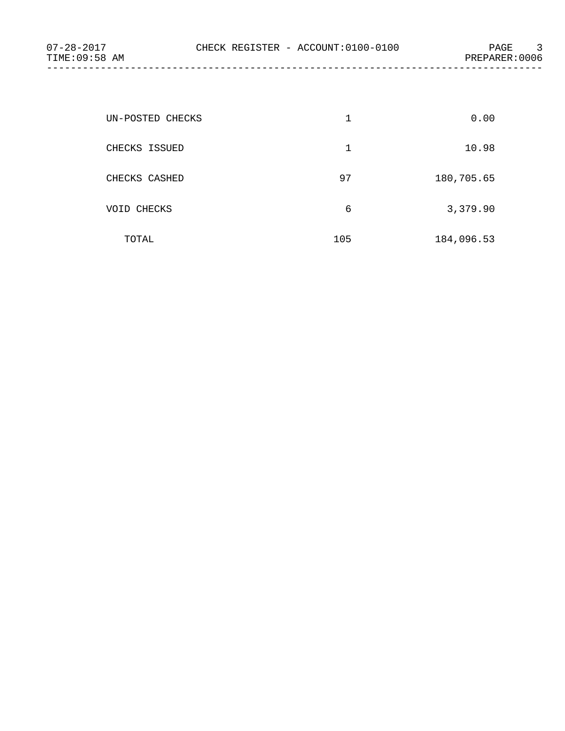| | | |
|---|---|---|
| UN-POSTED CHECKS | 1 | 0.00 |
| CHECKS ISSUED | 1 | 10.98 |
| CHECKS CASHED | 97 | 180,705.65 |
| VOID CHECKS | 6 | 3,379.90 |
| TOTAL | 105 | 184,096.53 |